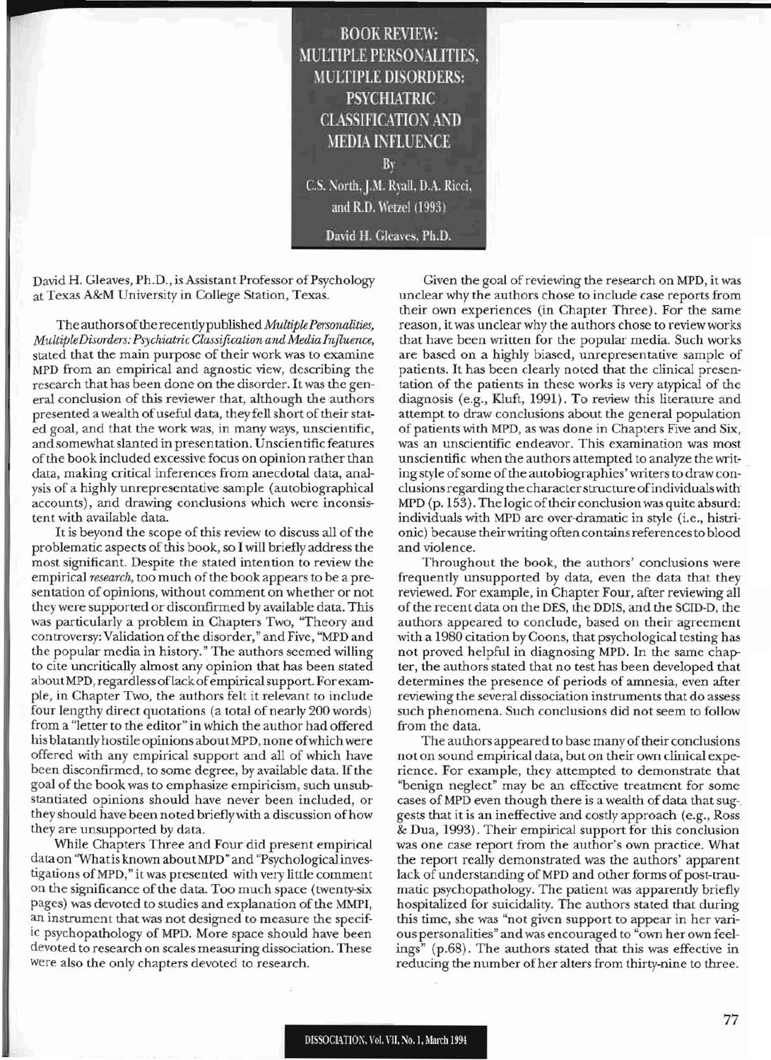# BOOK REVIEW: MULTIPLE PERSONALITIES, MULTIPLE DISORDERS: PSYCHIATRIC CLASSIFICATION AND MEDIA INFLUENCE

By

C.S. North, J.M. Ryall, D.A. Ricci, and R.D. Wetzel (1993)

David H. Gleaves, Ph.D.

David H. Gleaves, Ph.D., is Assistant Professor of Psychology at Texas A&M University in College Station, Texas.

The authors of the recently published *Multiple Personalities, Multiple Disorders: Psychiatric Classification and Media Influence*, stated that the main purpose of their work was to examine MPD from an empirical and agnostic view, describing the research that has been done on the disorder. It was the general conclusion of this reviewer that, although the authors presented a wealth of useful data, they fell short of their stated goal, and that the work was, in many ways, unscientific, and somewhat slanted in presentation. Unscientific features of the book included excessive focus on opinion rather than data, making critical inferences from anecdotal data, analysis of a highly unrepresentative sample (autobiographical accounts), and drawing conclusions which were inconsistent with available data.

It is beyond the scope of this review to discuss all of the problematic aspects of this book, so I will briefly address the most significant. Despite the stated intention to review the empirical *research*, too much of the book appears to be a presentation of opinions, without comment on whether or not they were supported or disconfirmed by available data. This was particularly a problem in Chapters Two, "Theory and controversy: Validation of the disorder," and Five, "MPD and the popular media in history." The authors seemed willing to cite uncritically almost any opinion that has been stated about MPD, regardless of lack of empirical support. For example, in Chapter Two, the authors felt it relevant to include four lengthy direct quotations (a total of nearly 200 words) from a "letter to the editor" in which the author had offered his blatantly hostile opinions about MPD, none of which were offered with any empirical support and all of which have been disconfirmed, to some degree, by available data. If the goal of the book was to emphasize empiricism, such unsubstantiated opinions should have never been included, or they should have been noted briefly with a discussion of how they are unsupported by data.

While Chapters Three and Four did present empirical data on "What is known about MPD" and "Psychological investigations of MPD," it was presented with very little comment on the significance of the data. Too much space (twenty-six pages) was devoted to studies and explanation of the MMPI, an instrument that was not designed to measure the specific psychopathology of MPD. More space should have been devoted to research on scales measuring dissociation. These were also the only chapters devoted to research.

Given the goal of reviewing the research on MPD, it was unclear why the authors chose to include case reports from their own experiences (in Chapter Three). For the same reason, it was unclear why the authors chose to review works that have been written for the popular media. Such works are based on a highly biased, unrepresentative sample of patients. It has been clearly noted that the clinical presentation of the patients in these works is very atypical of the diagnosis (e.g., Kluft, 1991). To review this literature and attempt to draw conclusions about the general population of patients with MPD, as was done in Chapters Five and Six, was an unscientific endeavor. This examination was most unscientific when the authors attempted to analyze the writing style of some of the autobiographies' writers to draw conclusions regarding the character structure of individuals with MPD (p. 153). The logic of their conclusion was quite absurd: individuals with MPD are over-dramatic in style (i.e., histrionic) because their writing often contains references to blood and violence.

Throughout the book, the authors' conclusions were frequently unsupported by data, even the data that they reviewed. For example, in Chapter Four, after reviewing all of the recent data on the DES, the DDIS, and the SCID-D, the authors appeared to conclude, based on their agreement with a 1980 citation by Coons, that psychological testing has not proved helpful in diagnosing MPD. In the same chapter, the authors stated that no test has been developed that determines the presence of periods of amnesia, even after reviewing the several dissociation instruments that do assess such phenomena. Such conclusions did not seem to follow from the data.

The authors appeared to base many of their conclusions not on sound empirical data, but on their own clinical experience. For example, they attempted to demonstrate that "benign neglect" may be an effective treatment for some cases of MPD even though there is a wealth of data that suggests that it is an ineffective and costly approach (e.g., Ross & Dua, 1993). Their empirical support for this conclusion was one case report from the author's own practice. What the report really demonstrated was the authors' apparent lack of understanding of MPD and other forms of post-traumatic psychopathology. The patient was apparently briefly hospitalized for suicidality. The authors stated that during this time, she was "not given support to appear in her various personalities" and was encouraged to "own her own feelings" (p.68). The authors stated that this was effective in reducing the number of her alters from thirty-nine to three.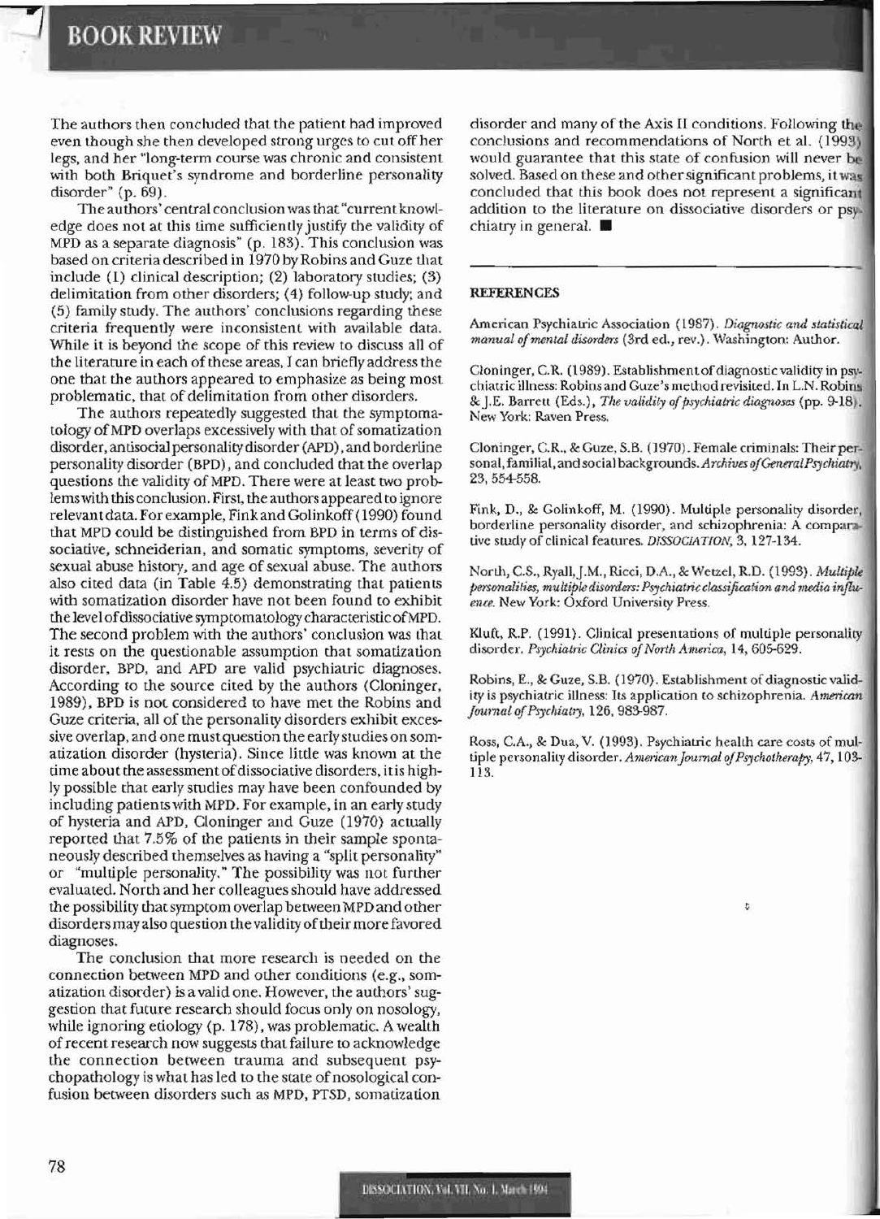The authors then concluded that the patient had improved even though she then developed strong urges to cut off her legs, and her "long-term course was chronic and consistent with both Briquet's syndrome and borderline personality disorder" (p. 69).

The authors' central conclusion was that "current knowledge does not at this time sufficiently justify the validity of MPD as a separate diagnosis" (p. 183). This conclusion was based on criteria described in 1970 by Robins and Guze that include (1) clinical description; (2) laboratory studies; (3) delimitation from other disorders; (4) follow-up study; and (5) family study. The authors' conclusions regarding these criteria frequently were inconsistent with available data. While it is beyond the scope of this review to discuss all of the literature in each of these areas, I can briefly address the one that the authors appeared to emphasize as being most problematic, that of delimitation from other disorders.

The authors repeatedly suggested that the symptomatology of MPD overlaps excessively with that of somatization disorder, antisocial personality disorder (APD), and borderline personality disorder (BPD), and concluded that the overlap questions the validity of MPD. There were at least two problems with this conclusion. First, the authors appeared to ignore relevant data. For example, Fink and Golinkoff (1990) found that MPD could be distinguished from BPD in terms of dissociative, schneiderian, and somatic symptoms, severity of sexual abuse history, and age of sexual abuse. The authors also cited data (in Table 4.5) demonstrating that patients with somatization disorder have not been found to exhibit the level of dissociative symptomatology characteristic of MPD. The second problem with the authors' conclusion was that it rests on the questionable assumption that somatization disorder, BPD, and APD are valid psychiatric diagnoses. According to the source cited by the authors (Cloninger, 1989), BPD is not considered to have met the Robins and Guze criteria, all of the personality disorders exhibit excessive overlap, and one must question the early studies on somatization disorder (hysteria). Since little was known at the time about the assessment of dissociative disorders, it is highly possible that early studies may have been confounded by including patients with MPD. For example, in an early study of hysteria and APD, Cloninger and Guze (1970) actually reported that 7.5% of the patients in their sample spontaneously described themselves as having a "split personality" or "multiple personality." The possibility was not further evaluated. North and her colleagues should have addressed the possibility that symptom overlap between MPD and other disorders may also question the validity of their more favored diagnoses.

The conclusion that more research is needed on the connection between MPD and other conditions (e.g., somatization disorder) is a valid one. However, the authors' suggestion that future research should focus only on nosology, while ignoring etiology (p. 178), was problematic. A wealth of recent research now suggests that failure to acknowledge the connection between trauma and subsequent psychopathology is what has led to the state of nosological confusion between disorders such as MPD, PTSD, somatization disorder and many of the Axis II conditions. Following the conclusions and recommendations of North et al. (1993) would guarantee that this state of confusion will never be solved. Based on these and other significant problems, it was concluded that this book does not represent a significant addition to the literature on dissociative disorders or psychiatry in general. ■

## REFERENCES

American Psychiatric Association (1987). *Diagnostic and statistical manual of mental disorders* (3rd ed., rev.). Washington: Author.

Cloninger, C.R. (1989). Establishment of diagnostic validity in psychiatric illness: Robins and Guze's method revisited. In L.N. Robins & J.E. Barrett (Eds.), *The validity of psychiatric diagnoses* (pp. 9-18). New York: Raven Press.

Cloninger, C.R., & Guze, S.B. (1970). Female criminals: Their personal, familial, and social backgrounds. *Archives of General Psychiatry*, 23, 554-558.

Fink, D., & Golinkoff, M. (1990). Multiple personality disorder, borderline personality disorder, and schizophrenia: A comparative study of clinical features. *DISSOCIATION*, 3, 127-134.

North, C.S., Ryall, J.M., Ricci, D.A., & Wetzel, R.D. (1993). *Multiple personalities, multiple disorders: Psychiatric classification and media influence*. New York: Oxford University Press.

Kluft, R.P. (1991). Clinical presentations of multiple personality disorder. *Psychiatric Clinics of North America*, 14, 605-629.

Robins, E., & Guze, S.B. (1970). Establishment of diagnostic validity is psychiatric illness: Its application to schizophrenia. *American Journal of Psychiatry*, 126, 983-987.

Ross, C.A., & Dua, V. (1993). Psychiatric health care costs of multiple personality disorder. *American Journal of Psychotherapy*, 47, 103-113.